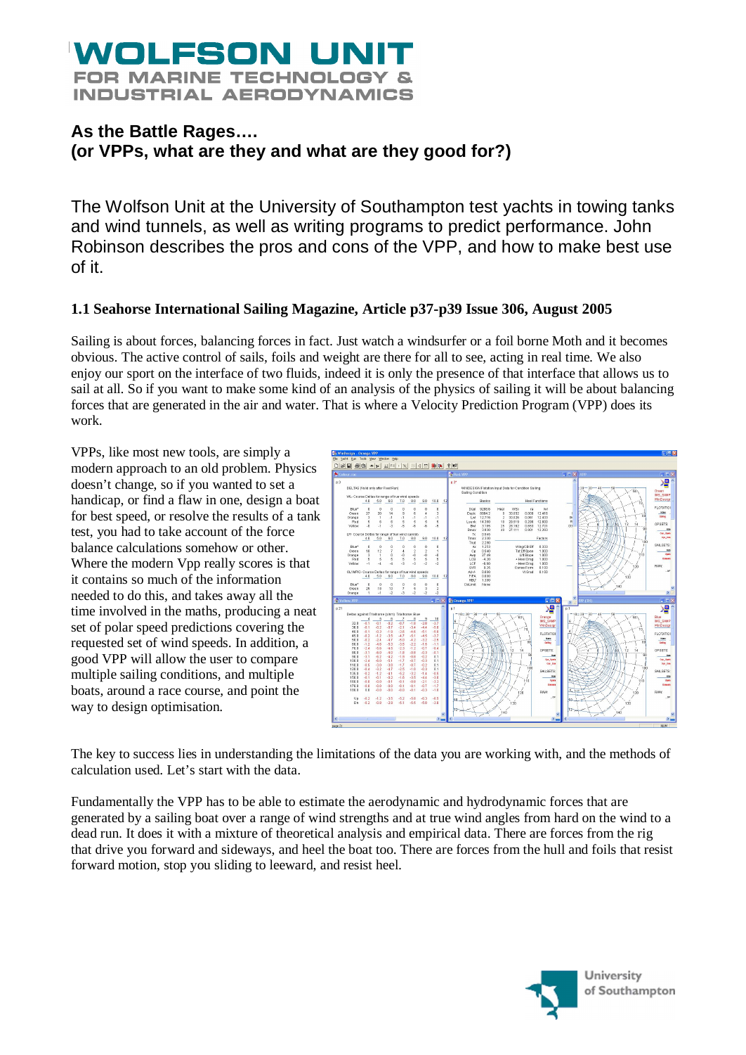# WOLFSON UNIT

FOR MARINE TECHNOLOGY & INDUSTRIAL AERODYNAMICS

## As the Battle Rages….
## (or VPPs, what are they and what are they good for?)

The Wolfson Unit at the University of Southampton test yachts in towing tanks and wind tunnels, as well as writing programs to predict performance. John Robinson describes the pros and cons of the VPP, and how to make best use of it.

### 1.1 Seahorse International Sailing Magazine, Article p37-p39 Issue 306, August 2005

Sailing is about forces, balancing forces in fact. Just watch a windsurfer or a foil borne Moth and it becomes obvious. The active control of sails, foils and weight are there for all to see, acting in real time. We also enjoy our sport on the interface of two fluids, indeed it is only the presence of that interface that allows us to sail at all. So if you want to make some kind of an analysis of the physics of sailing it will be about balancing forces that are generated in the air and water. That is where a Velocity Prediction Program (VPP) does its work.

VPPs, like most new tools, are simply a modern approach to an old problem. Physics doesn't change, so if you wanted to set a handicap, or find a flaw in one, design a boat for best speed, or resolve the results of a tank test, you had to take account of the force balance calculations somehow or other. Where the modern Vpp really scores is that it contains so much of the information needed to do this, and takes away all the time involved in the maths, producing a neat set of polar speed predictions covering the requested set of wind speeds. In addition, a good VPP will allow the user to compare multiple sailing conditions, and multiple boats, around a race course, and point the way to design optimisation.

The key to success lies in understanding the limitations of the data you are working with, and the methods of calculation used. Let's start with the data.

Fundamentally the VPP has to be able to estimate the aerodynamic and hydrodynamic forces that are generated by a sailing boat over a range of wind strengths and at true wind angles from hard on the wind to a dead run. It does it with a mixture of theoretical analysis and empirical data. There are forces from the rig that drive you forward and sideways, and heel the boat too. There are forces from the hull and foils that resist forward motion, stop you sliding to leeward, and resist heel.

University of Southampton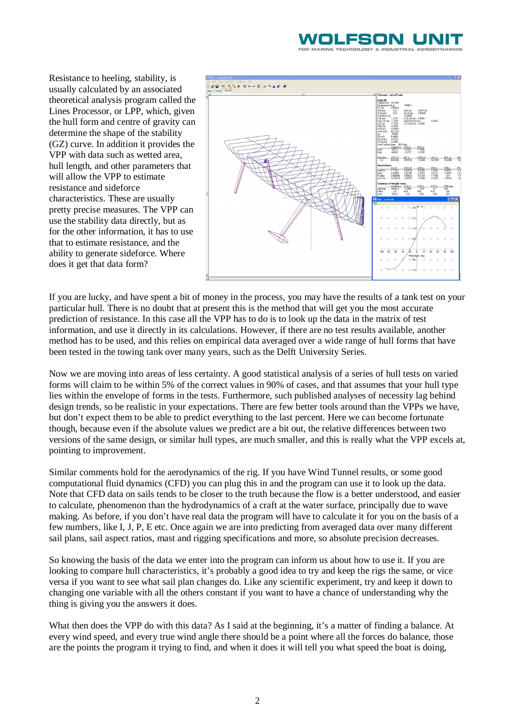Resistance to heeling, stability, is usually calculated by an associated theoretical analysis program called the Lines Processor, or LPP, which, given the hull form and centre of gravity can determine the shape of the stability (GZ) curve. In addition it provides the VPP with data such as wetted area, hull length, and other parameters that will allow the VPP to estimate resistance and sideforce characteristics. These are usually pretty precise measures. The VPP can use the stability data directly, but as for the other information, it has to use that to estimate resistance, and the ability to generate sideforce. Where does it get that data form?

If you are lucky, and have spent a bit of money in the process, you may have the results of a tank test on your particular hull. There is no doubt that at present this is the method that will get you the most accurate prediction of resistance. In this case all the VPP has to do is to look up the data in the matrix of test information, and use it directly in its calculations. However, if there are no test results available, another method has to be used, and this relies on empirical data averaged over a wide range of hull forms that have been tested in the towing tank over many years, such as the Delft University Series.

Now we are moving into areas of less certainty. A good statistical analysis of a series of hull tests on varied forms will claim to be within 5% of the correct values in 90% of cases, and that assumes that your hull type lies within the envelope of forms in the tests. Furthermore, such published analyses of necessity lag behind design trends, so be realistic in your expectations. There are few better tools around than the VPPs we have, but don't expect them to be able to predict everything to the last percent. Here we can become fortunate though, because even if the absolute values we predict are a bit out, the relative differences between two versions of the same design, or similar hull types, are much smaller, and this is really what the VPP excels at, pointing to improvement.

Similar comments hold for the aerodynamics of the rig. If you have Wind Tunnel results, or some good computational fluid dynamics (CFD) you can plug this in and the program can use it to look up the data. Note that CFD data on sails tends to be closer to the truth because the flow is a better understood, and easier to calculate, phenomenon than the hydrodynamics of a craft at the water surface, principally due to wave making. As before, if you don't have real data the program will have to calculate it for you on the basis of a few numbers, like I, J, P, E etc. Once again we are into predicting from averaged data over many different sail plans, sail aspect ratios, mast and rigging specifications and more, so absolute precision decreases.

So knowing the basis of the data we enter into the program can inform us about how to use it. If you are looking to compare hull characteristics, it's probably a good idea to try and keep the rigs the same, or vice versa if you want to see what sail plan changes do. Like any scientific experiment, try and keep it down to changing one variable with all the others constant if you want to have a chance of understanding why the thing is giving you the answers it does.

What then does the VPP do with this data? As I said at the beginning, it's a matter of finding a balance. At every wind speed, and every true wind angle there should be a point where all the forces do balance, those are the points the program it trying to find, and when it does it will tell you what speed the boat is doing,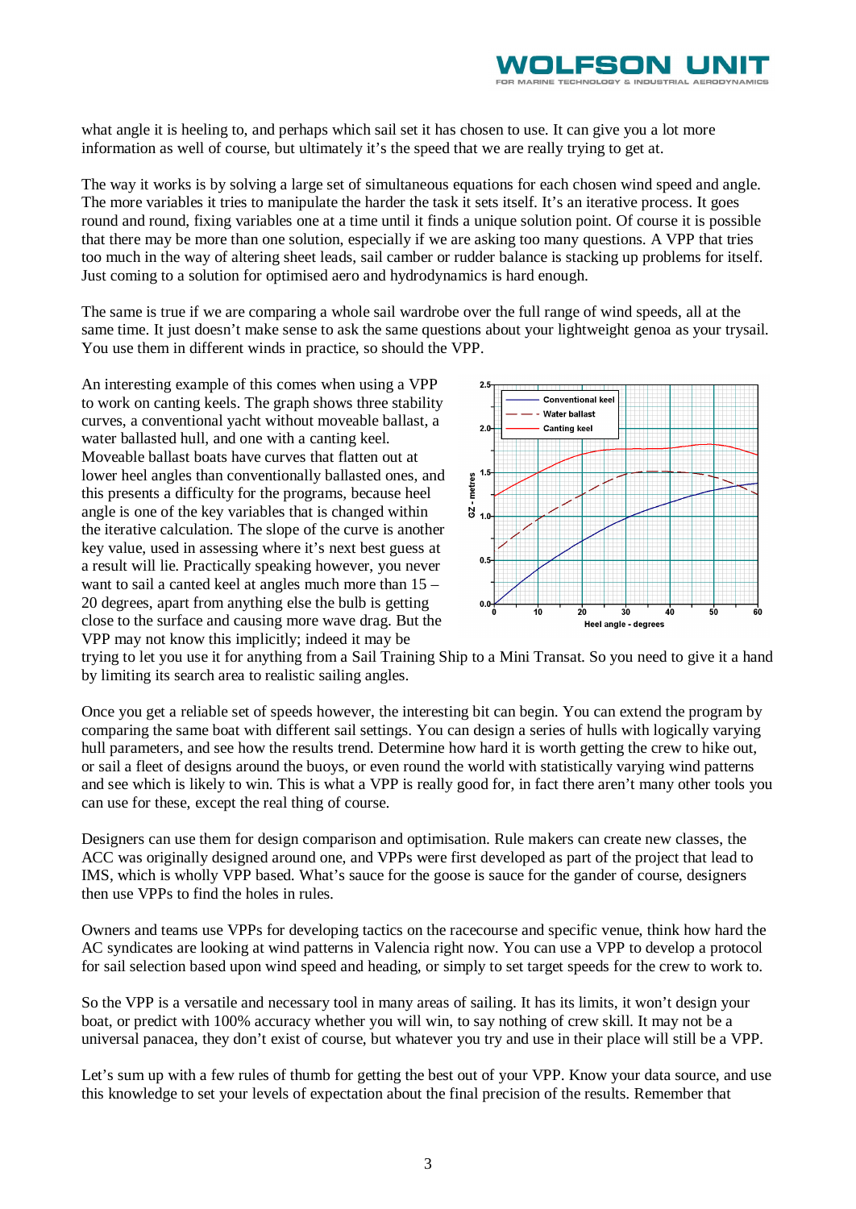what angle it is heeling to, and perhaps which sail set it has chosen to use. It can give you a lot more information as well of course, but ultimately it's the speed that we are really trying to get at.

The way it works is by solving a large set of simultaneous equations for each chosen wind speed and angle. The more variables it tries to manipulate the harder the task it sets itself. It's an iterative process. It goes round and round, fixing variables one at a time until it finds a unique solution point. Of course it is possible that there may be more than one solution, especially if we are asking too many questions. A VPP that tries too much in the way of altering sheet leads, sail camber or rudder balance is stacking up problems for itself. Just coming to a solution for optimised aero and hydrodynamics is hard enough.

The same is true if we are comparing a whole sail wardrobe over the full range of wind speeds, all at the same time. It just doesn't make sense to ask the same questions about your lightweight genoa as your trysail. You use them in different winds in practice, so should the VPP.

An interesting example of this comes when using a VPP to work on canting keels. The graph shows three stability curves, a conventional yacht without moveable ballast, a water ballasted hull, and one with a canting keel. Moveable ballast boats have curves that flatten out at lower heel angles than conventionally ballasted ones, and this presents a difficulty for the programs, because heel angle is one of the key variables that is changed within the iterative calculation. The slope of the curve is another key value, used in assessing where it's next best guess at a result will lie. Practically speaking however, you never want to sail a canted keel at angles much more than 15 – 20 degrees, apart from anything else the bulb is getting close to the surface and causing more wave drag. But the VPP may not know this implicitly; indeed it may be trying to let you use it for anything from a Sail Training Ship to a Mini Transat. So you need to give it a hand by limiting its search area to realistic sailing angles.

Once you get a reliable set of speeds however, the interesting bit can begin. You can extend the program by comparing the same boat with different sail settings. You can design a series of hulls with logically varying hull parameters, and see how the results trend. Determine how hard it is worth getting the crew to hike out, or sail a fleet of designs around the buoys, or even round the world with statistically varying wind patterns and see which is likely to win. This is what a VPP is really good for, in fact there aren't many other tools you can use for these, except the real thing of course.

Designers can use them for design comparison and optimisation. Rule makers can create new classes, the ACC was originally designed around one, and VPPs were first developed as part of the project that lead to IMS, which is wholly VPP based. What's sauce for the goose is sauce for the gander of course, designers then use VPPs to find the holes in rules.

Owners and teams use VPPs for developing tactics on the racecourse and specific venue, think how hard the AC syndicates are looking at wind patterns in Valencia right now. You can use a VPP to develop a protocol for sail selection based upon wind speed and heading, or simply to set target speeds for the crew to work to.

So the VPP is a versatile and necessary tool in many areas of sailing. It has its limits, it won't design your boat, or predict with 100% accuracy whether you will win, to say nothing of crew skill. It may not be a universal panacea, they don't exist of course, but whatever you try and use in their place will still be a VPP.

Let's sum up with a few rules of thumb for getting the best out of your VPP. Know your data source, and use this knowledge to set your levels of expectation about the final precision of the results. Remember that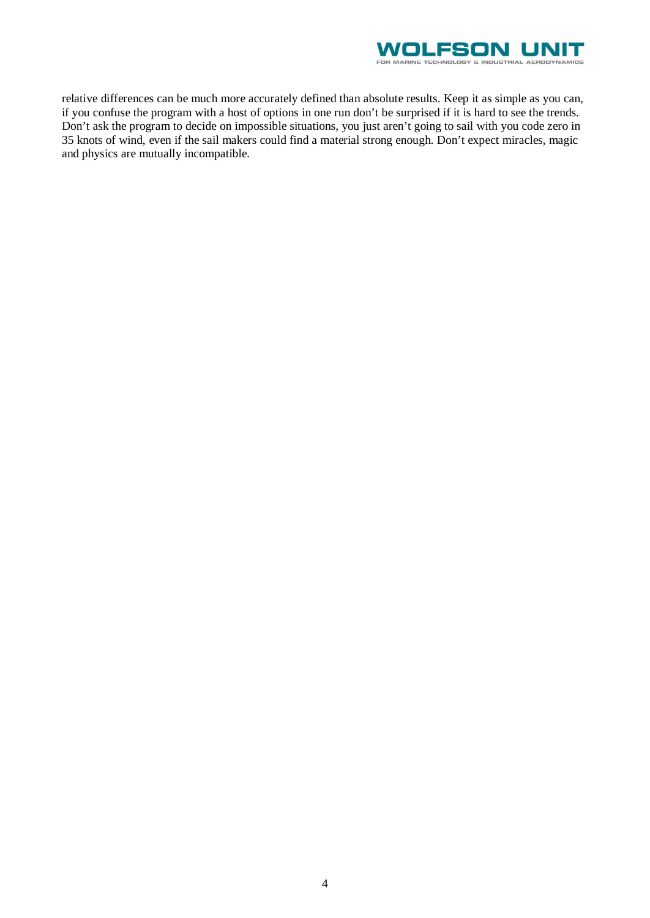relative differences can be much more accurately defined than absolute results. Keep it as simple as you can, if you confuse the program with a host of options in one run don't be surprised if it is hard to see the trends. Don't ask the program to decide on impossible situations, you just aren't going to sail with you code zero in 35 knots of wind, even if the sail makers could find a material strong enough. Don't expect miracles, magic and physics are mutually incompatible.